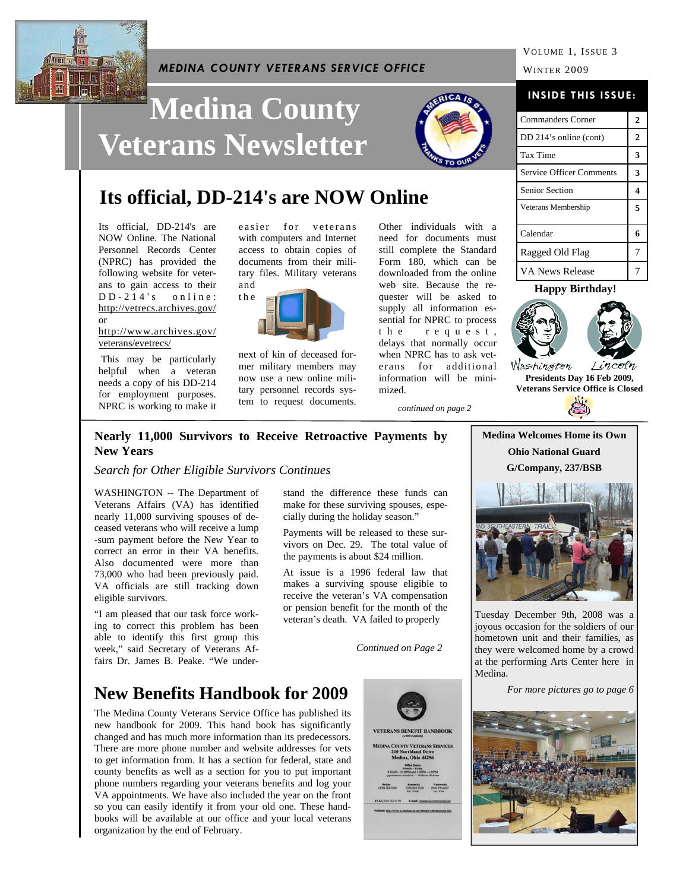*MEDINA COUNTY VETERANS SERVICE OFFICE*

# Medina County Veterans Newsletter

VOLUME 1, ISSUE 3

WINTER 2009

**INSIDE THIS ISSUE:**

| | |
|---|---|
| Commanders Corner | 2 |
| DD 214's online (cont) | 2 |
| Tax Time | 3 |
| Service Officer Comments | 3 |
| Senior Section | 4 |
| Veterans Membership | 5 |
| Calendar | 6 |
| Ragged Old Flag | 7 |
| VA News Release | 7 |

## Its official, DD-214's are NOW Online

Its official, DD-214's are NOW Online. The National Personnel Records Center (NPRC) has provided the following website for veterans to gain access to their DD-214's online: http://vetrecs.archives.gov/ or http://www.archives.gov/veterans/evetrecs/

This may be particularly helpful when a veteran needs a copy of his DD-214 for employment purposes. NPRC is working to make it easier for veterans with computers and Internet access to obtain copies of documents from their military files. Military veterans and the next of kin of deceased former military members may now use a new online military personnel records system to request documents. Other individuals with a need for documents must still complete the Standard Form 180, which can be downloaded from the online web site. Because the requester will be asked to supply all information essential for NPRC to process the request, delays that normally occur when NPRC has to ask veterans for additional information will be minimized.

*continued on page 2*

**Happy Birthday!**

Washington Lincoln

**Presidents Day 16 Feb 2009, Veterans Service Office is Closed**

## Nearly 11,000 Survivors to Receive Retroactive Payments by New Years

*Search for Other Eligible Survivors Continues*

WASHINGTON -- The Department of Veterans Affairs (VA) has identified nearly 11,000 surviving spouses of deceased veterans who will receive a lump-sum payment before the New Year to correct an error in their VA benefits. Also documented were more than 73,000 who had been previously paid. VA officials are still tracking down eligible survivors.

"I am pleased that our task force working to correct this problem has been able to identify this first group this week," said Secretary of Veterans Affairs Dr. James B. Peake. "We understand the difference these funds can make for these surviving spouses, especially during the holiday season."

Payments will be released to these survivors on Dec. 29. The total value of the payments is about $24 million.

At issue is a 1996 federal law that makes a surviving spouse eligible to receive the veteran's VA compensation or pension benefit for the month of the veteran's death. VA failed to properly

*Continued on Page 2*

## New Benefits Handbook for 2009

The Medina County Veterans Service Office has published its new handbook for 2009. This hand book has significantly changed and has much more information than its predecessors. There are more phone number and website addresses for vets to get information from. It has a section for federal, state and county benefits as well as a section for you to put important phone numbers regarding your veterans benefits and log your VA appointments. We have also included the year on the front so you can easily identify it from your old one. These handbooks will be available at our office and your local veterans organization by the end of February.

**Medina Welcomes Home its Own Ohio National Guard G/Company, 237/BSB**

Tuesday December 9th, 2008 was a joyous occasion for the soldiers of our hometown unit and their families, as they were welcomed home by a crowd at the performing Arts Center here in Medina.

*For more pictures go to page 6*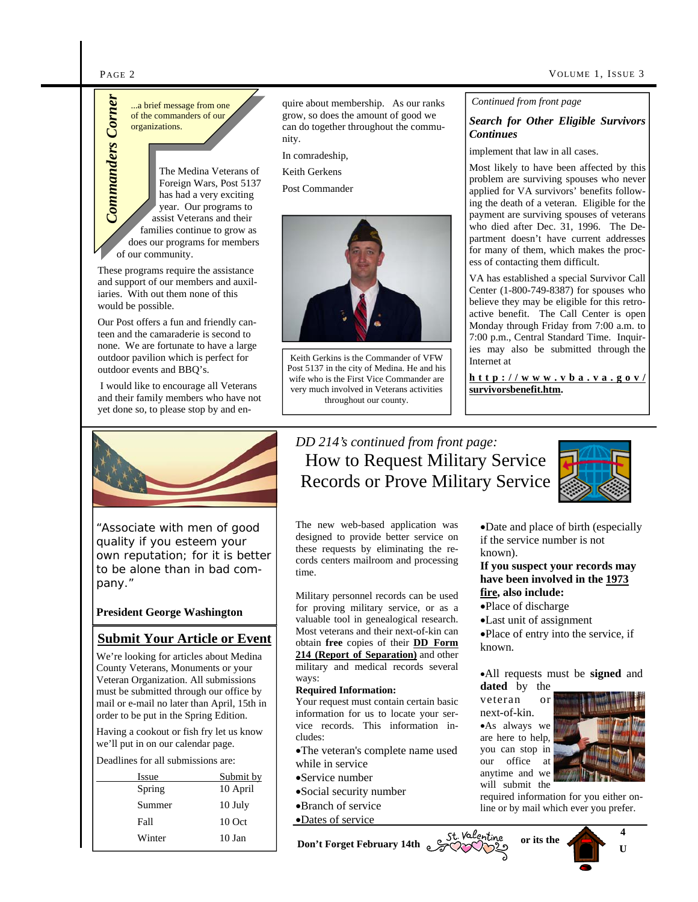## Commanders Corner

...a brief message from one of the commanders of our organizations.

The Medina Veterans of Foreign Wars, Post 5137 has had a very exciting year. Our programs to assist Veterans and their families continue to grow as does our programs for members of our community.

These programs require the assistance and support of our members and auxiliaries. With out them none of this would be possible.

Our Post offers a fun and friendly canteen and the camaraderie is second to none. We are fortunate to have a large outdoor pavilion which is perfect for outdoor events and BBQ's.

I would like to encourage all Veterans and their family members who have not yet done so, to please stop by and enquire about membership. As our ranks grow, so does the amount of good we can do together throughout the community.

In comradeship,

Keith Gerkens

Post Commander

Keith Gerkins is the Commander of VFW Post 5137 in the city of Medina. He and his wife who is the First Vice Commander are very much involved in Veterans activities throughout our county.

*Continued from front page*

### *Search for Other Eligible Survivors Continues*

implement that law in all cases.

Most likely to have been affected by this problem are surviving spouses who never applied for VA survivors' benefits following the death of a veteran. Eligible for the payment are surviving spouses of veterans who died after Dec. 31, 1996. The Department doesn't have current addresses for many of them, which makes the process of contacting them difficult.

VA has established a special Survivor Call Center (1-800-749-8387) for spouses who believe they may be eligible for this retroactive benefit. The Call Center is open Monday through Friday from 7:00 a.m. to 7:00 p.m., Central Standard Time. Inquiries may also be submitted through the Internet at

**http://www.vba.va.gov/survivorsbenefit.htm.**

"Associate with men of good quality if you esteem your own reputation; for it is better to be alone than in bad company."

**President George Washington**

## Submit Your Article or Event

We're looking for articles about Medina County Veterans, Monuments or your Veteran Organization. All submissions must be submitted through our office by mail or e-mail no later than April, 15th in order to be put in the Spring Edition.

Having a cookout or fish fry let us know we'll put in on our calendar page.

Deadlines for all submissions are:

| Issue | Submit by |
|---|---|
| Spring | 10 April |
| Summer | 10 July |
| Fall | 10 Oct |
| Winter | 10 Jan |

*DD 214's continued from front page:*

## How to Request Military Service Records or Prove Military Service

The new web-based application was designed to provide better service on these requests by eliminating the records centers mailroom and processing time.

Military personnel records can be used for proving military service, or as a valuable tool in genealogical research. Most veterans and their next-of-kin can obtain **free** copies of their **DD Form 214 (Report of Separation)** and other military and medical records several ways:

**Required Information:**

Your request must contain certain basic information for us to locate your service records. This information includes:

- The veteran's complete name used while in service
- Service number
- Social security number
- Branch of service
- Dates of service
- Date and place of birth (especially if the service number is not known).

**If you suspect your records may have been involved in the 1973 fire, also include:**

- Place of discharge
- Last unit of assignment
- Place of entry into the service, if known.

- All requests must be **signed** and **dated** by the veteran or next-of-kin.
- As always we are here to help, you can stop in our office at anytime and we will submit the required information for you either online or by mail which ever you prefer.

**Don't Forget February 14th** St. Valentine **or its the 4 U**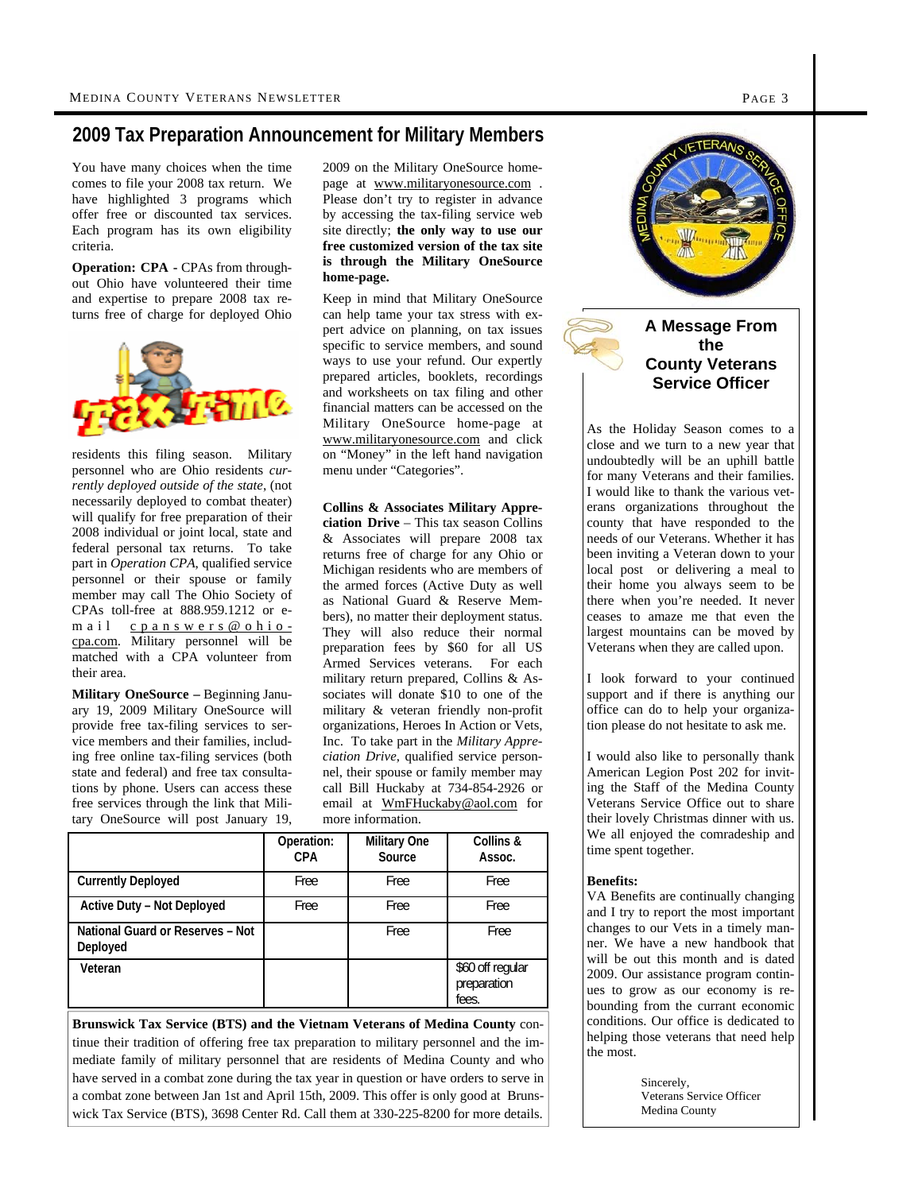## 2009 Tax Preparation Announcement for Military Members

You have many choices when the time comes to file your 2008 tax return. We have highlighted 3 programs which offer free or discounted tax services. Each program has its own eligibility criteria.

**Operation: CPA** - CPAs from throughout Ohio have volunteered their time and expertise to prepare 2008 tax returns free of charge for deployed Ohio residents this filing season. Military personnel who are Ohio residents *currently deployed outside of the state*, (not necessarily deployed to combat theater) will qualify for free preparation of their 2008 individual or joint local, state and federal personal tax returns. To take part in *Operation CPA*, qualified service personnel or their spouse or family member may call The Ohio Society of CPAs toll-free at 888.959.1212 or e-mail cpanswers@ohio-cpa.com. Military personnel will be matched with a CPA volunteer from their area.

**Military OneSource –** Beginning January 19, 2009 Military OneSource will provide free tax-filing services to service members and their families, including free online tax-filing services (both state and federal) and free tax consultations by phone. Users can access these free services through the link that Military OneSource will post January 19, 2009 on the Military OneSource homepage at www.militaryonesource.com . Please don't try to register in advance by accessing the tax-filing service web site directly; **the only way to use our free customized version of the tax site is through the Military OneSource home-page.**

Keep in mind that Military OneSource can help tame your tax stress with expert advice on planning, on tax issues specific to service members, and sound ways to use your refund. Our expertly prepared articles, booklets, recordings and worksheets on tax filing and other financial matters can be accessed on the Military OneSource home-page at www.militaryonesource.com and click on "Money" in the left hand navigation menu under "Categories".

**Collins & Associates Military Appreciation Drive** – This tax season Collins & Associates will prepare 2008 tax returns free of charge for any Ohio or Michigan residents who are members of the armed forces (Active Duty as well as National Guard & Reserve Members), no matter their deployment status. They will also reduce their normal preparation fees by $60 for all US Armed Services veterans. For each military return prepared, Collins & Associates will donate $10 to one of the military & veteran friendly non-profit organizations, Heroes In Action or Vets, Inc. To take part in the *Military Appreciation Drive*, qualified service personnel, their spouse or family member may call Bill Huckaby at 734-854-2926 or email at WmFHuckaby@aol.com for more information.

| | Operation: CPA | Military One Source | Collins & Assoc. |
|---|---|---|---|
| Currently Deployed | Free | Free | Free |
| Active Duty – Not Deployed | Free | Free | Free |
| National Guard or Reserves – Not Deployed | | Free | Free |
| Veteran | | | $60 off regular preparation fees. |

**Brunswick Tax Service (BTS) and the Vietnam Veterans of Medina County** continue their tradition of offering free tax preparation to military personnel and the immediate family of military personnel that are residents of Medina County and who have served in a combat zone during the tax year in question or have orders to serve in a combat zone between Jan 1st and April 15th, 2009. This offer is only good at Brunswick Tax Service (BTS), 3698 Center Rd. Call them at 330-225-8200 for more details.

## A Message From the County Veterans Service Officer

As the Holiday Season comes to a close and we turn to a new year that undoubtedly will be an uphill battle for many Veterans and their families. I would like to thank the various veterans organizations throughout the county that have responded to the needs of our Veterans. Whether it has been inviting a Veteran down to your local post or delivering a meal to their home you always seem to be there when you're needed. It never ceases to amaze me that even the largest mountains can be moved by Veterans when they are called upon.

I look forward to your continued support and if there is anything our office can do to help your organization please do not hesitate to ask me.

I would also like to personally thank American Legion Post 202 for inviting the Staff of the Medina County Veterans Service Office out to share their lovely Christmas dinner with us. We all enjoyed the comradeship and time spent together.

**Benefits:**
VA Benefits are continually changing and I try to report the most important changes to our Vets in a timely manner. We have a new handbook that will be out this month and is dated 2009. Our assistance program continues to grow as our economy is rebounding from the current economic conditions. Our office is dedicated to helping those veterans that need help the most.

Sincerely,
Veterans Service Officer
Medina County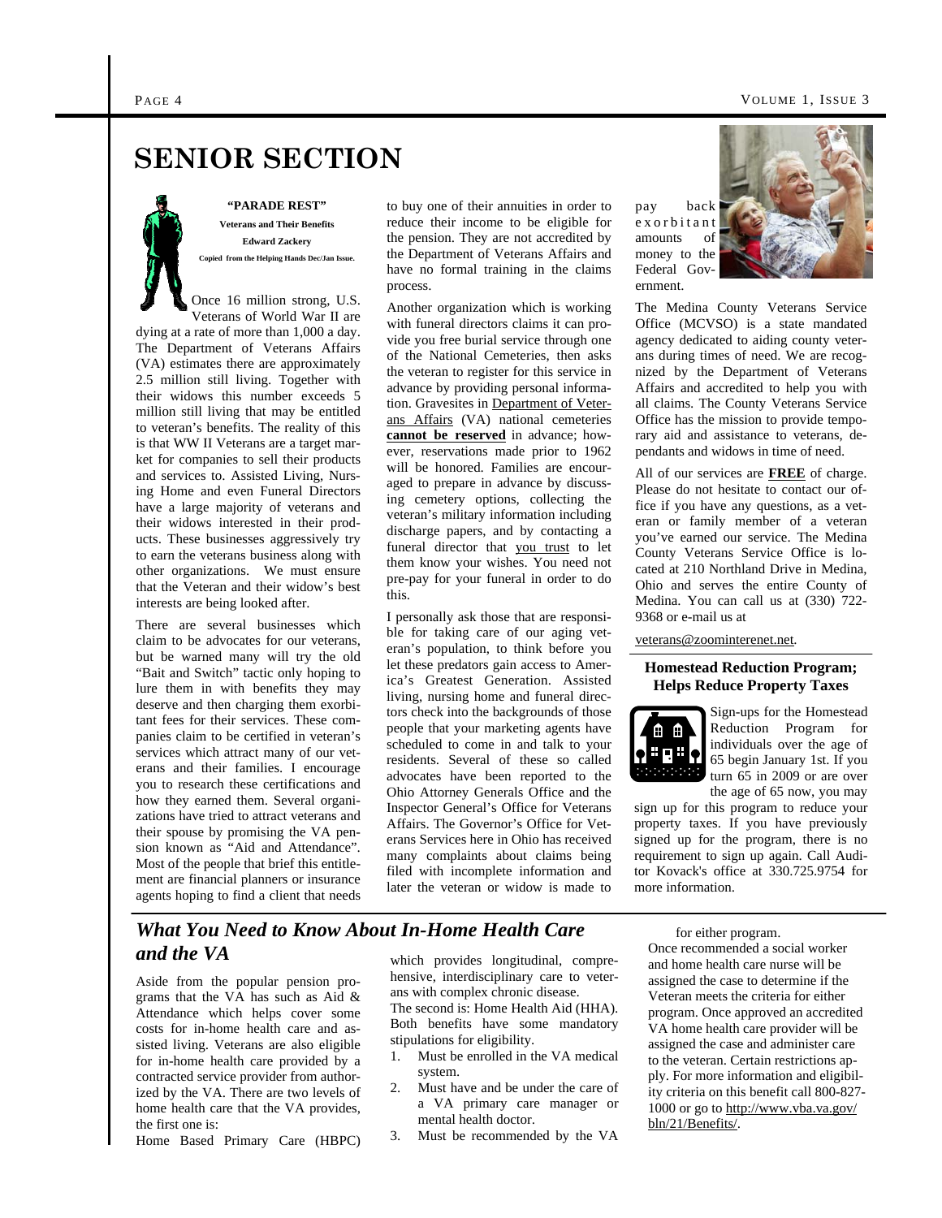# SENIOR SECTION

**"PARADE REST"**

**Veterans and Their Benefits**

**Edward Zackery**

**Copied from the Helping Hands Dec/Jan Issue.**

Once 16 million strong, U.S. Veterans of World War II are dying at a rate of more than 1,000 a day. The Department of Veterans Affairs (VA) estimates there are approximately 2.5 million still living. Together with their widows this number exceeds 5 million still living that may be entitled to veteran's benefits. The reality of this is that WW II Veterans are a target market for companies to sell their products and services to. Assisted Living, Nursing Home and even Funeral Directors have a large majority of veterans and their widows interested in their products. These businesses aggressively try to earn the veterans business along with other organizations. We must ensure that the Veteran and their widow's best interests are being looked after.

There are several businesses which claim to be advocates for our veterans, but be warned many will try the old "Bait and Switch" tactic only hoping to lure them in with benefits they may deserve and then charging them exorbitant fees for their services. These companies claim to be certified in veteran's services which attract many of our veterans and their families. I encourage you to research these certifications and how they earned them. Several organizations have tried to attract veterans and their spouse by promising the VA pension known as "Aid and Attendance". Most of the people that brief this entitlement are financial planners or insurance agents hoping to find a client that needs to buy one of their annuities in order to reduce their income to be eligible for the pension. They are not accredited by the Department of Veterans Affairs and have no formal training in the claims process.

Another organization which is working with funeral directors claims it can provide you free burial service through one of the National Cemeteries, then asks the veteran to register for this service in advance by providing personal information. Gravesites in Department of Veterans Affairs (VA) national cemeteries **cannot be reserved** in advance; however, reservations made prior to 1962 will be honored. Families are encouraged to prepare in advance by discussing cemetery options, collecting the veteran's military information including discharge papers, and by contacting a funeral director that you trust to let them know your wishes. You need not pre-pay for your funeral in order to do this.

I personally ask those that are responsible for taking care of our aging veteran's population, to think before you let these predators gain access to America's Greatest Generation. Assisted living, nursing home and funeral directors check into the backgrounds of those people that your marketing agents have scheduled to come in and talk to your residents. Several of these so called advocates have been reported to the Ohio Attorney Generals Office and the Inspector General's Office for Veterans Affairs. The Governor's Office for Veterans Services here in Ohio has received many complaints about claims being filed with incomplete information and later the veteran or widow is made to pay back exorbitant amounts of money to the Federal Government.

The Medina County Veterans Service Office (MCVSO) is a state mandated agency dedicated to aiding county veterans during times of need. We are recognized by the Department of Veterans Affairs and accredited to help you with all claims. The County Veterans Service Office has the mission to provide temporary aid and assistance to veterans, dependants and widows in time of need.

All of our services are **FREE** of charge. Please do not hesitate to contact our office if you have any questions, as a veteran or family member of a veteran you've earned our service. The Medina County Veterans Service Office is located at 210 Northland Drive in Medina, Ohio and serves the entire County of Medina. You can call us at (330) 722-9368 or e-mail us at

veterans@zoominternet.net.

## Homestead Reduction Program; Helps Reduce Property Taxes

Sign-ups for the Homestead Reduction Program for individuals over the age of 65 begin January 1st. If you turn 65 in 2009 or are over the age of 65 now, you may sign up for this program to reduce your property taxes. If you have previously signed up for the program, there is no requirement to sign up again. Call Auditor Kovack's office at 330.725.9754 for more information.

## *What You Need to Know About In-Home Health Care and the VA*

Aside from the popular pension programs that the VA has such as Aid & Attendance which helps cover some costs for in-home health care and assisted living. Veterans are also eligible for in-home health care provided by a contracted service provider from authorized by the VA. There are two levels of home health care that the VA provides, the first one is:

Home Based Primary Care (HBPC) which provides longitudinal, comprehensive, interdisciplinary care to veterans with complex chronic disease.

The second is: Home Health Aid (HHA). Both benefits have some mandatory stipulations for eligibility.

1. Must be enrolled in the VA medical system.
2. Must have and be under the care of a VA primary care manager or mental health doctor.
3. Must be recommended by the VA for either program.

Once recommended a social worker and home health care nurse will be assigned the case to determine if the Veteran meets the criteria for either program. Once approved an accredited VA home health care provider will be assigned the case and administer care to the veteran. Certain restrictions apply. For more information and eligibility criteria on this benefit call 800-827-1000 or go to http://www.vba.va.gov/bln/21/Benefits/.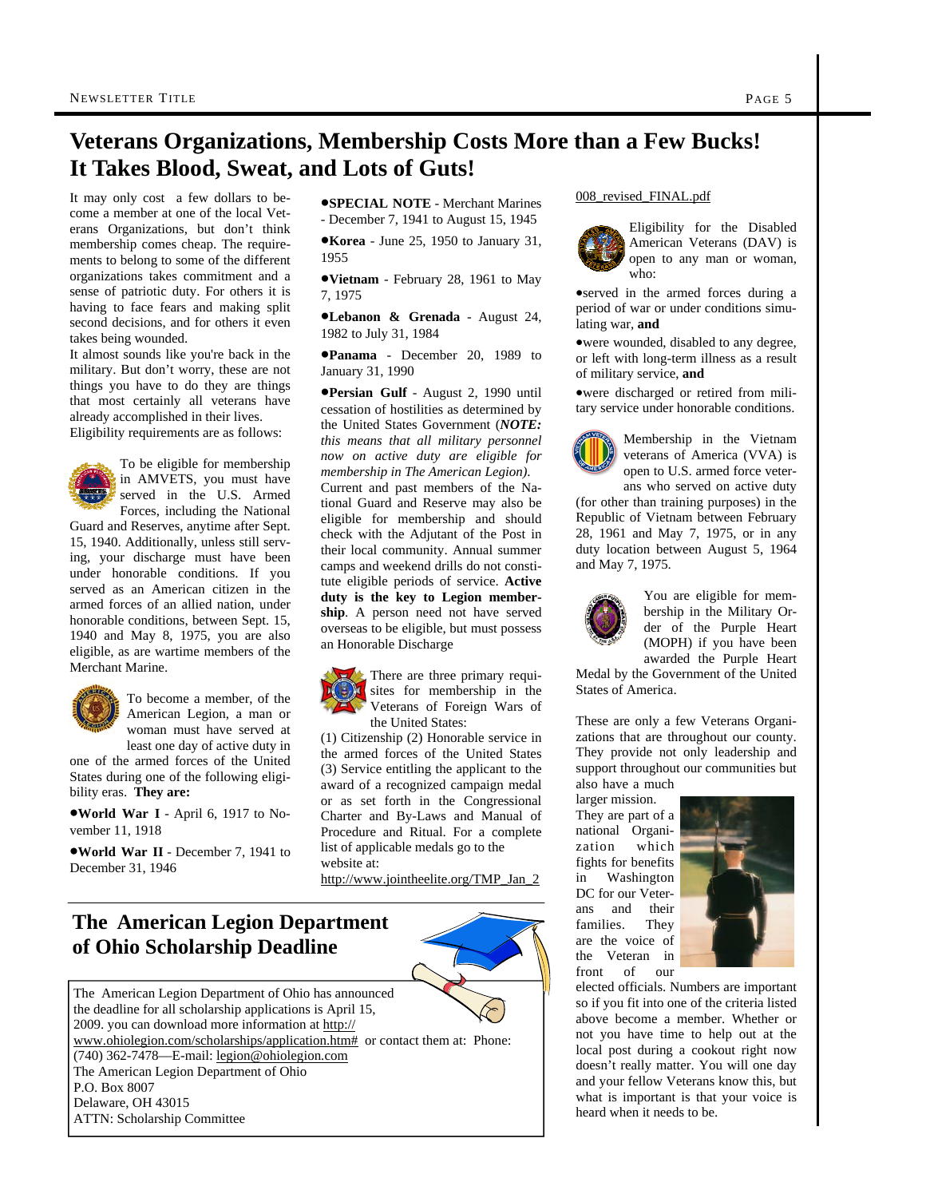# Veterans Organizations, Membership Costs More than a Few Bucks! It Takes Blood, Sweat, and Lots of Guts!

It may only cost a few dollars to become a member at one of the local Veterans Organizations, but don't think membership comes cheap. The requirements to belong to some of the different organizations takes commitment and a sense of patriotic duty. For others it is having to face fears and making split second decisions, and for others it even takes being wounded.

It almost sounds like you're back in the military. But don't worry, these are not things you have to do they are things that most certainly all veterans have already accomplished in their lives.

Eligibility requirements are as follows:

To be eligible for membership in AMVETS, you must have served in the U.S. Armed Forces, including the National Guard and Reserves, anytime after Sept. 15, 1940. Additionally, unless still serving, your discharge must have been under honorable conditions. If you served as an American citizen in the armed forces of an allied nation, under honorable conditions, between Sept. 15, 1940 and May 8, 1975, you are also eligible, as are wartime members of the Merchant Marine.

To become a member, of the American Legion, a man or woman must have served at least one day of active duty in one of the armed forces of the United States during one of the following eligibility eras. **They are:**

- **World War I** - April 6, 1917 to November 11, 1918
- **World War II** - December 7, 1941 to December 31, 1946
- **SPECIAL NOTE** - Merchant Marines - December 7, 1941 to August 15, 1945
- **Korea** - June 25, 1950 to January 31, 1955
- **Vietnam** - February 28, 1961 to May 7, 1975
- **Lebanon & Grenada** - August 24, 1982 to July 31, 1984
- **Panama** - December 20, 1989 to January 31, 1990
- **Persian Gulf** - August 2, 1990 until cessation of hostilities as determined by the United States Government (***NOTE:*** *this means that all military personnel now on active duty are eligible for membership in The American Legion).*

Current and past members of the National Guard and Reserve may also be eligible for membership and should check with the Adjutant of the Post in their local community. Annual summer camps and weekend drills do not constitute eligible periods of service. **Active duty is the key to Legion membership**. A person need not have served overseas to be eligible, but must possess an Honorable Discharge

There are three primary requisites for membership in the Veterans of Foreign Wars of the United States:

(1) Citizenship (2) Honorable service in the armed forces of the United States (3) Service entitling the applicant to the award of a recognized campaign medal or as set forth in the Congressional Charter and By-Laws and Manual of Procedure and Ritual. For a complete list of applicable medals go to the website at:

http://www.jointheelite.org/TMP_Jan_2008_revised_FINAL.pdf

Eligibility for the Disabled American Veterans (DAV) is open to any man or woman, who:

- served in the armed forces during a period of war or under conditions simulating war, **and**
- were wounded, disabled to any degree, or left with long-term illness as a result of military service, **and**
- were discharged or retired from military service under honorable conditions.

Membership in the Vietnam veterans of America (VVA) is open to U.S. armed forces veterans who served on active duty (for other than training purposes) in the Republic of Vietnam between February 28, 1961 and May 7, 1975, or in any duty location between August 5, 1964 and May 7, 1975.

You are eligible for membership in the Military Order of the Purple Heart (MOPH) if you have been awarded the Purple Heart Medal by the Government of the United States of America.

These are only a few Veterans Organizations that are throughout our county. They provide not only leadership and support throughout our communities but also have a much larger mission. They are part of a national Organization which fights for benefits in Washington DC for our Veterans and their families. They are the voice of the Veteran in front of our elected officials. Numbers are important so if you fit into one of the criteria listed above become a member. Whether or not you have time to help out at the local post during a cookout right now doesn't really matter. You will one day and your fellow Veterans know this, but what is important is that your voice is heard when it needs to be.

# The American Legion Department of Ohio Scholarship Deadline

The American Legion Department of Ohio has announced the deadline for all scholarship applications is April 15, 2009. you can download more information at http://www.ohiolegion.com/scholarships/application.htm# or contact them at: Phone: (740) 362-7478—E-mail: legion@ohiolegion.com

The American Legion Department of Ohio
P.O. Box 8007
Delaware, OH 43015
ATTN: Scholarship Committee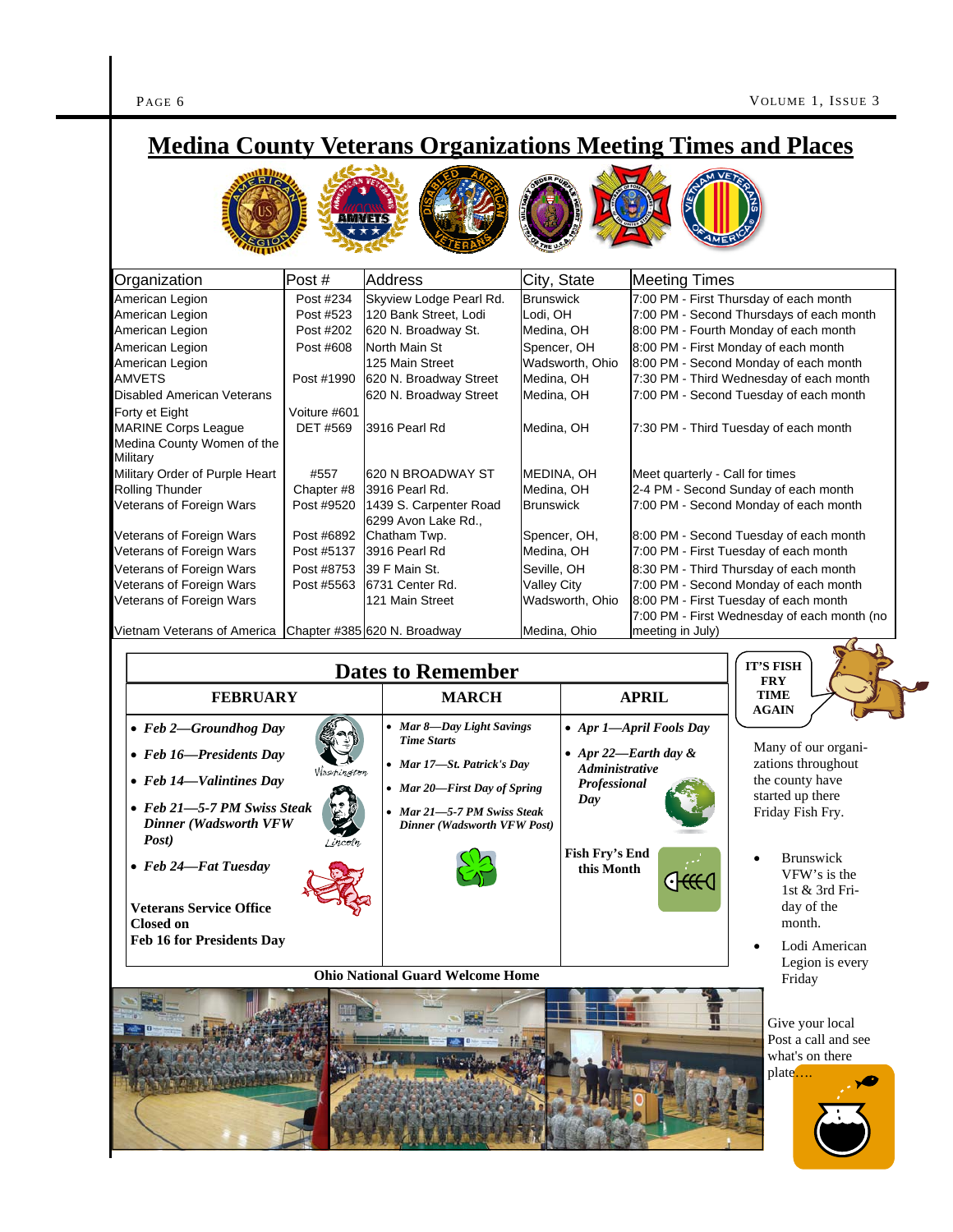# Medina County Veterans Organizations Meeting Times and Places

| Organization | Post # | Address | City, State | Meeting Times |
|---|---|---|---|---|
| American Legion | Post #234 | Skyview Lodge Pearl Rd. | Brunswick | 7:00 PM - First Thursday of each month |
| American Legion | Post #523 | 120 Bank Street, Lodi | Lodi, OH | 7:00 PM - Second Thursdays of each month |
| American Legion | Post #202 | 620 N. Broadway St. | Medina, OH | 8:00 PM - Fourth Monday of each month |
| American Legion | Post #608 | North Main St | Spencer, OH | 8:00 PM - First Monday of each month |
| American Legion | | 125 Main Street | Wadsworth, Ohio | 8:00 PM - Second Monday of each month |
| AMVETS | Post #1990 | 620 N. Broadway Street | Medina, OH | 7:30 PM - Third Wednesday of each month |
| Disabled American Veterans | | 620 N. Broadway Street | Medina, OH | 7:00 PM - Second Tuesday of each month |
| Forty et Eight | Voiture #601 | | | |
| MARINE Corps League | DET #569 | 3916 Pearl Rd | Medina, OH | 7:30 PM - Third Tuesday of each month |
| Medina County Women of the Military | | | | |
| Military Order of Purple Heart | #557 | 620 N BROADWAY ST | MEDINA, OH | Meet quarterly - Call for times |
| Rolling Thunder | Chapter #8 | 3916 Pearl Rd. | Medina, OH | 2-4 PM - Second Sunday of each month |
| Veterans of Foreign Wars | Post #9520 | 1439 S. Carpenter Road | Brunswick | 7:00 PM - Second Monday of each month |
| Veterans of Foreign Wars | Post #6892 | 6299 Avon Lake Rd., Chatham Twp. | Spencer, OH, | 8:00 PM - Second Tuesday of each month |
| Veterans of Foreign Wars | Post #5137 | 3916 Pearl Rd | Medina, OH | 7:00 PM - First Tuesday of each month |
| Veterans of Foreign Wars | Post #8753 | 39 F Main St. | Seville, OH | 8:30 PM - Third Thursday of each month |
| Veterans of Foreign Wars | Post #5563 | 6731 Center Rd. | Valley City | 7:00 PM - Second Monday of each month |
| Veterans of Foreign Wars | | 121 Main Street | Wadsworth, Ohio | 8:00 PM - First Tuesday of each month |
| Vietnam Veterans of America | Chapter #385 | 620 N. Broadway | Medina, Ohio | 7:00 PM - First Wednesday of each month (no meeting in July) |

## Dates to Remember

| FEBRUARY | MARCH | APRIL |
|---|---|---|
| • ***Feb 2—Groundhog Day*** <br> • ***Feb 16—Presidents Day*** <br> • ***Feb 14—Valintines Day*** <br> • ***Feb 21—5-7 PM Swiss Steak Dinner (Wadsworth VFW Post)*** <br> • ***Feb 24—Fat Tuesday*** <br><br> **Veterans Service Office Closed on Feb 16 for Presidents Day** | • ***Mar 8—Day Light Savings Time Starts*** <br> • ***Mar 17—St. Patrick's Day*** <br> • ***Mar 20—First Day of Spring*** <br> • ***Mar 21—5-7 PM Swiss Steak Dinner (Wadsworth VFW Post)*** | • ***Apr 1—April Fools Day*** <br> • ***Apr 22—Earth day & Administrative Professional Day*** <br><br> **Fish Fry's End this Month** |

**Ohio National Guard Welcome Home**

**IT'S FISH FRY TIME AGAIN**

Many of our organizations throughout the county have started up there Friday Fish Fry.

- Brunswick VFW's is the 1st & 3rd Friday of the month.
- Lodi American Legion is every Friday

Give your local Post a call and see what's on there plate….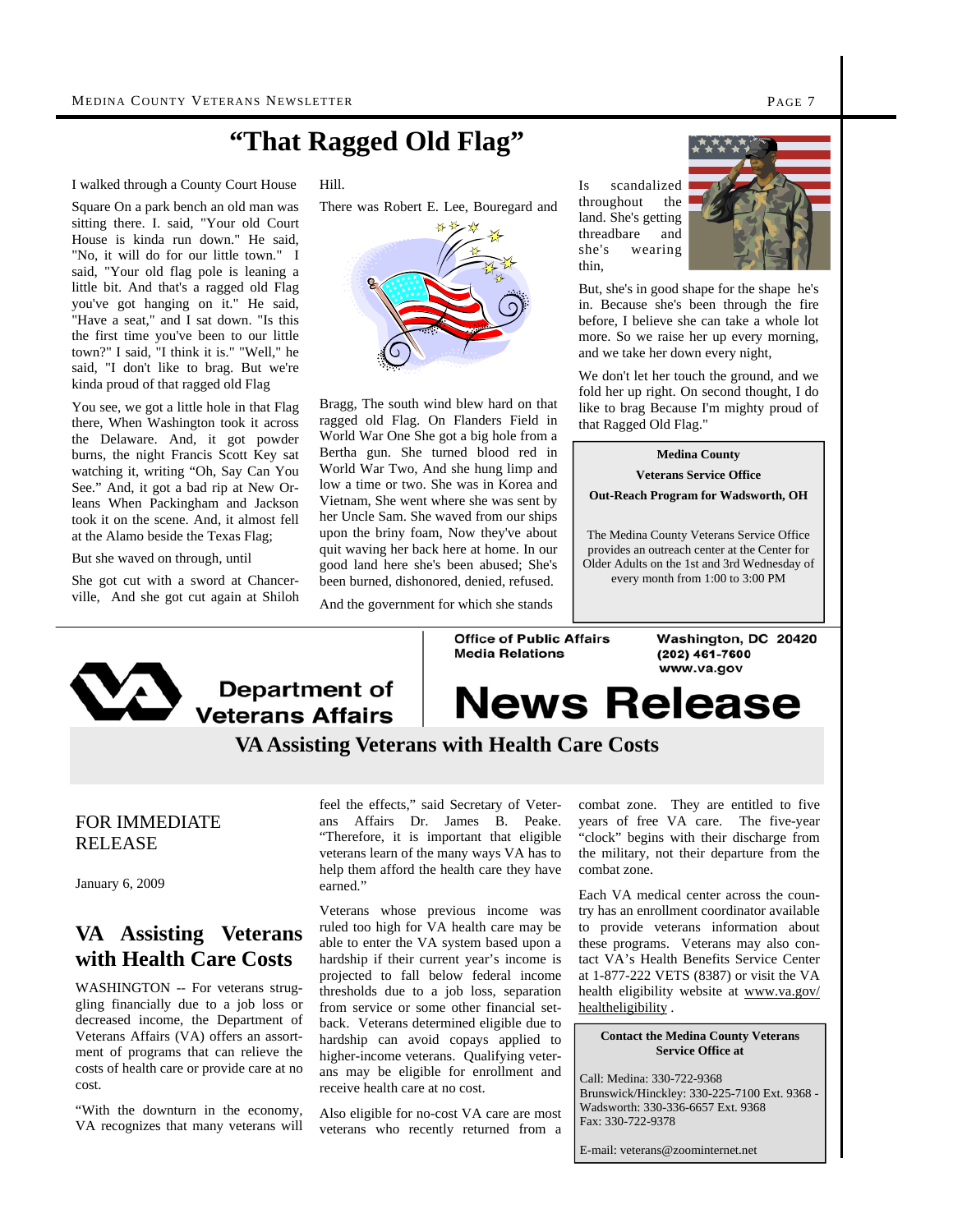# "That Ragged Old Flag"

I walked through a County Court House

Square On a park bench an old man was sitting there. I. said, "Your old Court House is kinda run down." He said, "No, it will do for our little town." I said, "Your old flag pole is leaning a little bit. And that's a ragged old Flag you've got hanging on it." He said, "Have a seat," and I sat down. "Is this the first time you've been to our little town?" I said, "I think it is." "Well," he said, "I don't like to brag. But we're kinda proud of that ragged old Flag

You see, we got a little hole in that Flag there, When Washington took it across the Delaware. And, it got powder burns, the night Francis Scott Key sat watching it, writing "Oh, Say Can You See." And, it got a bad rip at New Orleans When Packingham and Jackson took it on the scene. And, it almost fell at the Alamo beside the Texas Flag;

But she waved on through, until

She got cut with a sword at Chancerville, And she got cut again at Shiloh Hill.

There was Robert E. Lee, Bouregard and Bragg, The south wind blew hard on that ragged old Flag. On Flanders Field in World War One She got a big hole from a Bertha gun. She turned blood red in World War Two, And she hung limp and low a time or two. She was in Korea and Vietnam, She went where she was sent by her Uncle Sam. She waved from our ships upon the briny foam, Now they've about quit waving her back here at home. In our good land here she's been abused; She's been burned, dishonored, denied, refused.

And the government for which she stands Is scandalized throughout the land. She's getting threadbare and she's wearing thin,

But, she's in good shape for the shape he's in. Because she's been through the fire before, I believe she can take a whole lot more. So we raise her up every morning, and we take her down every night,

We don't let her touch the ground, and we fold her up right. On second thought, I do like to brag Because I'm mighty proud of that Ragged Old Flag."

**Medina County**

**Veterans Service Office**

**Out-Reach Program for Wadsworth, OH**

The Medina County Veterans Service Office provides an outreach center at the Center for Older Adults on the 1st and 3rd Wednesday of every month from 1:00 to 3:00 PM

---

**Department of Veterans Affairs**

**Office of Public Affairs**
**Media Relations**

**Washington, DC 20420**
**(202) 461-7600**
**www.va.gov**

# News Release

## VA Assisting Veterans with Health Care Costs

FOR IMMEDIATE RELEASE

January 6, 2009

## VA Assisting Veterans with Health Care Costs

WASHINGTON -- For veterans struggling financially due to a job loss or decreased income, the Department of Veterans Affairs (VA) offers an assortment of programs that can relieve the costs of health care or provide care at no cost.

"With the downturn in the economy, VA recognizes that many veterans will feel the effects," said Secretary of Veterans Affairs Dr. James B. Peake. "Therefore, it is important that eligible veterans learn of the many ways VA has to help them afford the health care they have earned."

Veterans whose previous income was ruled too high for VA health care may be able to enter the VA system based upon a hardship if their current year's income is projected to fall below federal income thresholds due to a job loss, separation from service or some other financial setback. Veterans determined eligible due to hardship can avoid copays applied to higher-income veterans. Qualifying veterans may be eligible for enrollment and receive health care at no cost.

Also eligible for no-cost VA care are most veterans who recently returned from a combat zone. They are entitled to five years of free VA care. The five-year "clock" begins with their discharge from the military, not their departure from the combat zone.

Each VA medical center across the country has an enrollment coordinator available to provide veterans information about these programs. Veterans may also contact VA's Health Benefits Service Center at 1-877-222 VETS (8387) or visit the VA health eligibility website at www.va.gov/healtheligibility .

**Contact the Medina County Veterans Service Office at**

Call: Medina: 330-722-9368
Brunswick/Hinckley: 330-225-7100 Ext. 9368 -
Wadsworth: 330-336-6657 Ext. 9368
Fax: 330-722-9378

E-mail: veterans@zoominternet.net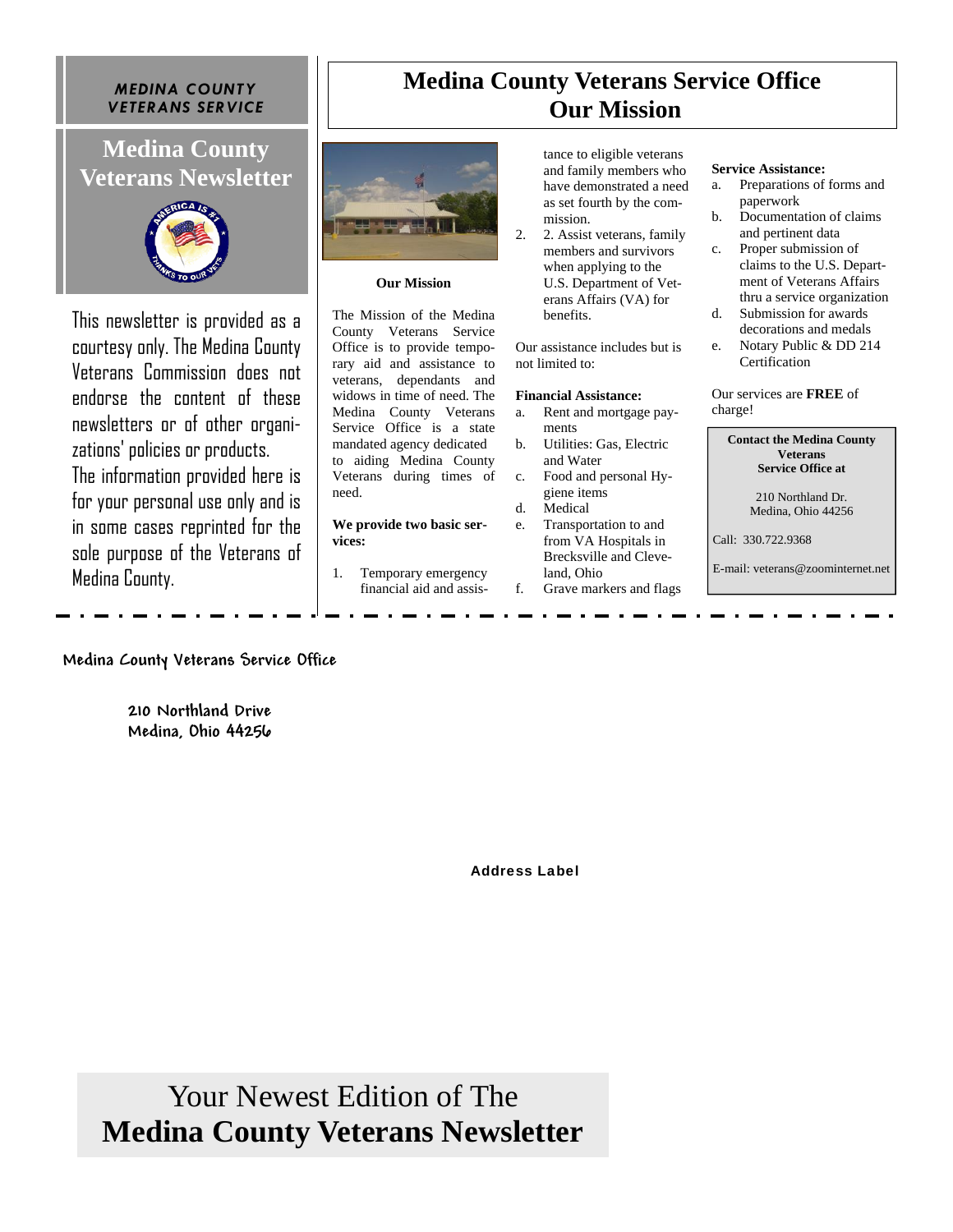**MEDINA COUNTY VETERANS SERVICE**

# Medina County Veterans Newsletter

This newsletter is provided as a courtesy only. The Medina County Veterans Commission does not endorse the content of these newsletters or of other organizations' policies or products. The information provided here is for your personal use only and is in some cases reprinted for the sole purpose of the Veterans of Medina County.

# Medina County Veterans Service Office Our Mission

**Our Mission**

The Mission of the Medina County Veterans Service Office is to provide temporary aid and assistance to veterans, dependants and widows in time of need. The Medina County Veterans Service Office is a state mandated agency dedicated to aiding Medina County Veterans during times of need.

**We provide two basic services:**

1. Temporary emergency financial aid and assistance to eligible veterans and family members who have demonstrated a need as set fourth by the commission.
2. 2. Assist veterans, family members and survivors when applying to the U.S. Department of Veterans Affairs (VA) for benefits.

Our assistance includes but is not limited to:

**Financial Assistance:**

a. Rent and mortgage payments
b. Utilities: Gas, Electric and Water
c. Food and personal Hygiene items
d. Medical
e. Transportation to and from VA Hospitals in Brecksville and Cleveland, Ohio
f. Grave markers and flags

**Service Assistance:**

a. Preparations of forms and paperwork
b. Documentation of claims and pertinent data
c. Proper submission of claims to the U.S. Department of Veterans Affairs thru a service organization
d. Submission for awards decorations and medals
e. Notary Public & DD 214 Certification

Our services are **FREE** of charge!

**Contact the Medina County Veterans Service Office at**

210 Northland Dr.
Medina, Ohio 44256

Call: 330.722.9368

E-mail: veterans@zoominternet.net

Medina County Veterans Service Office

210 Northland Drive
Medina, Ohio 44256

**Address Label**

Your Newest Edition of The
**Medina County Veterans Newsletter**